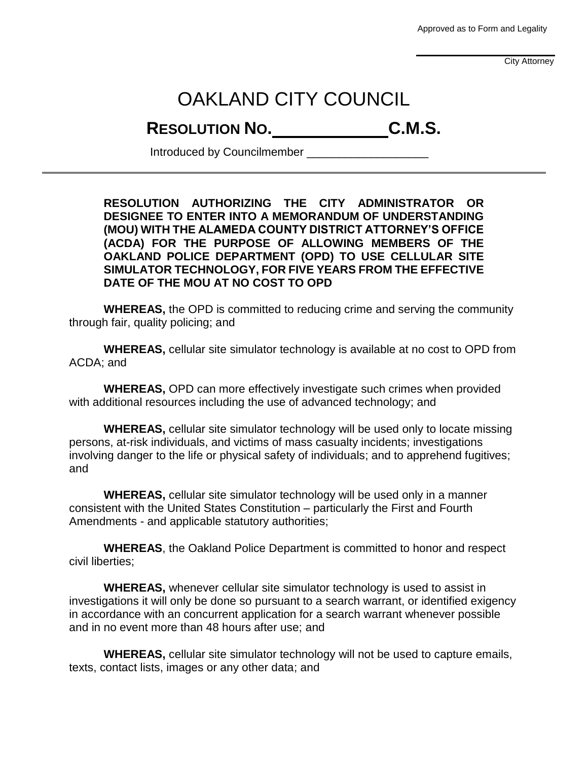Approved as to Form and Legality

_______________
City Attorney

# OAKLAND CITY COUNCIL

## RESOLUTION NO. ____________ C.M.S.

Introduced by Councilmember ___________________

---

**RESOLUTION AUTHORIZING THE CITY ADMINISTRATOR OR DESIGNEE TO ENTER INTO A MEMORANDUM OF UNDERSTANDING (MOU) WITH THE ALAMEDA COUNTY DISTRICT ATTORNEY'S OFFICE (ACDA) FOR THE PURPOSE OF ALLOWING MEMBERS OF THE OAKLAND POLICE DEPARTMENT (OPD) TO USE CELLULAR SITE SIMULATOR TECHNOLOGY, FOR FIVE YEARS FROM THE EFFECTIVE DATE OF THE MOU AT NO COST TO OPD**

**WHEREAS,** the OPD is committed to reducing crime and serving the community through fair, quality policing; and

**WHEREAS,** cellular site simulator technology is available at no cost to OPD from ACDA; and

**WHEREAS,** OPD can more effectively investigate such crimes when provided with additional resources including the use of advanced technology; and

**WHEREAS,** cellular site simulator technology will be used only to locate missing persons, at-risk individuals, and victims of mass casualty incidents; investigations involving danger to the life or physical safety of individuals; and to apprehend fugitives; and

**WHEREAS,** cellular site simulator technology will be used only in a manner consistent with the United States Constitution – particularly the First and Fourth Amendments - and applicable statutory authorities;

**WHEREAS**, the Oakland Police Department is committed to honor and respect civil liberties;

**WHEREAS,** whenever cellular site simulator technology is used to assist in investigations it will only be done so pursuant to a search warrant, or identified exigency in accordance with an concurrent application for a search warrant whenever possible and in no event more than 48 hours after use; and

**WHEREAS,** cellular site simulator technology will not be used to capture emails, texts, contact lists, images or any other data; and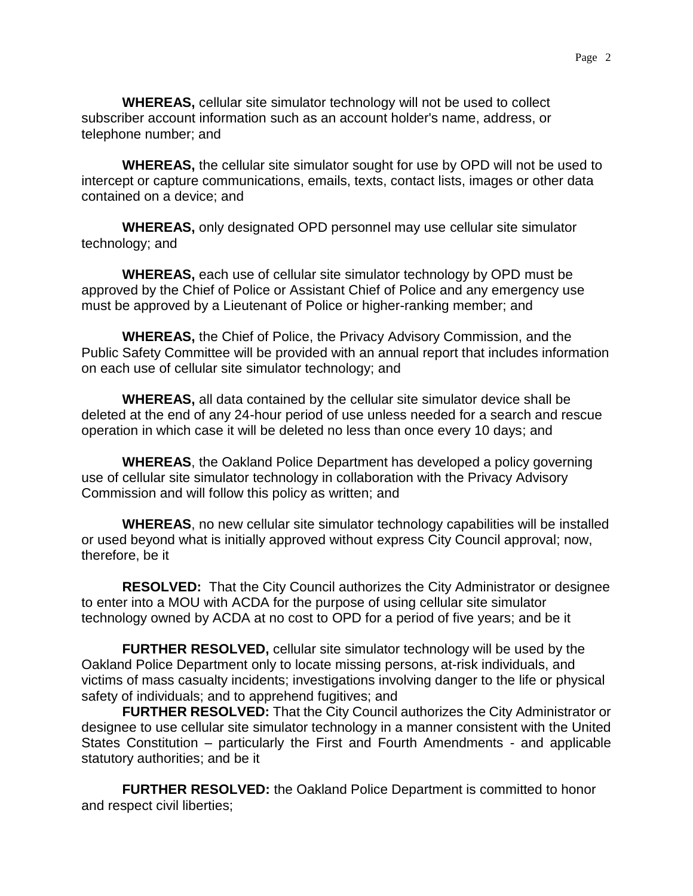**WHEREAS,** cellular site simulator technology will not be used to collect subscriber account information such as an account holder's name, address, or telephone number; and

**WHEREAS,** the cellular site simulator sought for use by OPD will not be used to intercept or capture communications, emails, texts, contact lists, images or other data contained on a device; and

**WHEREAS,** only designated OPD personnel may use cellular site simulator technology; and

**WHEREAS,** each use of cellular site simulator technology by OPD must be approved by the Chief of Police or Assistant Chief of Police and any emergency use must be approved by a Lieutenant of Police or higher-ranking member; and

**WHEREAS,** the Chief of Police, the Privacy Advisory Commission, and the Public Safety Committee will be provided with an annual report that includes information on each use of cellular site simulator technology; and

**WHEREAS,** all data contained by the cellular site simulator device shall be deleted at the end of any 24-hour period of use unless needed for a search and rescue operation in which case it will be deleted no less than once every 10 days; and

**WHEREAS**, the Oakland Police Department has developed a policy governing use of cellular site simulator technology in collaboration with the Privacy Advisory Commission and will follow this policy as written; and

**WHEREAS**, no new cellular site simulator technology capabilities will be installed or used beyond what is initially approved without express City Council approval; now, therefore, be it

**RESOLVED:** That the City Council authorizes the City Administrator or designee to enter into a MOU with ACDA for the purpose of using cellular site simulator technology owned by ACDA at no cost to OPD for a period of five years; and be it

**FURTHER RESOLVED,** cellular site simulator technology will be used by the Oakland Police Department only to locate missing persons, at-risk individuals, and victims of mass casualty incidents; investigations involving danger to the life or physical safety of individuals; and to apprehend fugitives; and

**FURTHER RESOLVED:** That the City Council authorizes the City Administrator or designee to use cellular site simulator technology in a manner consistent with the United States Constitution – particularly the First and Fourth Amendments - and applicable statutory authorities; and be it

**FURTHER RESOLVED:** the Oakland Police Department is committed to honor and respect civil liberties;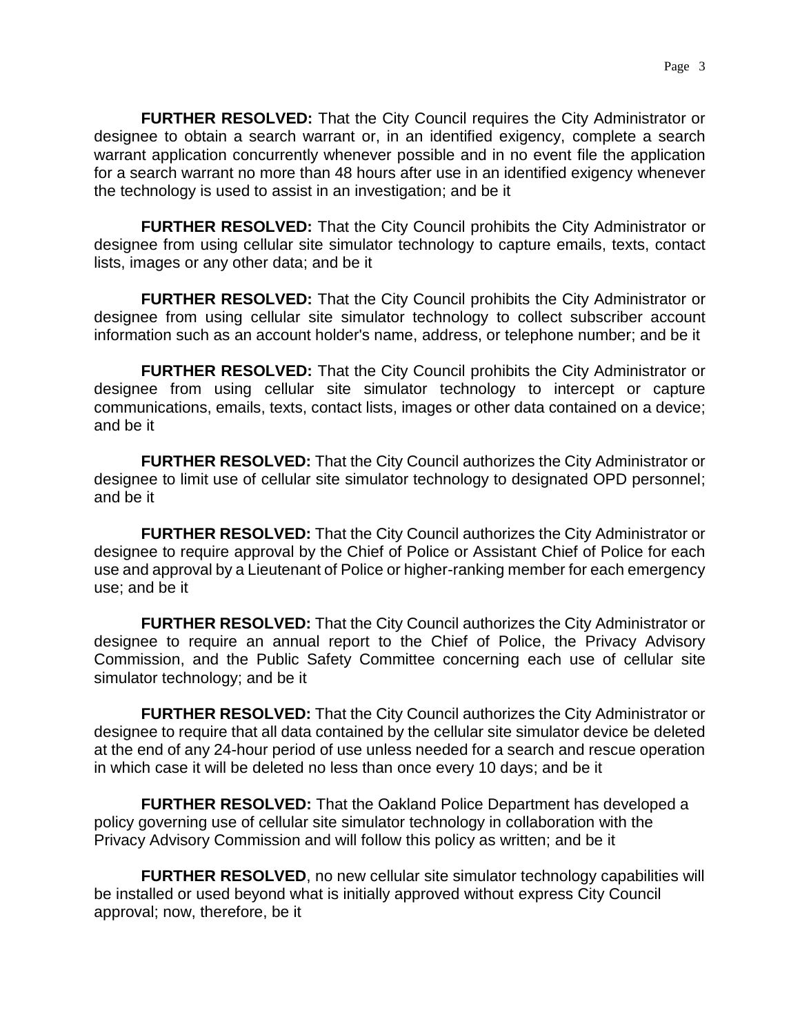**FURTHER RESOLVED:** That the City Council requires the City Administrator or designee to obtain a search warrant or, in an identified exigency, complete a search warrant application concurrently whenever possible and in no event file the application for a search warrant no more than 48 hours after use in an identified exigency whenever the technology is used to assist in an investigation; and be it

**FURTHER RESOLVED:** That the City Council prohibits the City Administrator or designee from using cellular site simulator technology to capture emails, texts, contact lists, images or any other data; and be it

**FURTHER RESOLVED:** That the City Council prohibits the City Administrator or designee from using cellular site simulator technology to collect subscriber account information such as an account holder's name, address, or telephone number; and be it

**FURTHER RESOLVED:** That the City Council prohibits the City Administrator or designee from using cellular site simulator technology to intercept or capture communications, emails, texts, contact lists, images or other data contained on a device; and be it

**FURTHER RESOLVED:** That the City Council authorizes the City Administrator or designee to limit use of cellular site simulator technology to designated OPD personnel; and be it

**FURTHER RESOLVED:** That the City Council authorizes the City Administrator or designee to require approval by the Chief of Police or Assistant Chief of Police for each use and approval by a Lieutenant of Police or higher-ranking member for each emergency use; and be it

**FURTHER RESOLVED:** That the City Council authorizes the City Administrator or designee to require an annual report to the Chief of Police, the Privacy Advisory Commission, and the Public Safety Committee concerning each use of cellular site simulator technology; and be it

**FURTHER RESOLVED:** That the City Council authorizes the City Administrator or designee to require that all data contained by the cellular site simulator device be deleted at the end of any 24-hour period of use unless needed for a search and rescue operation in which case it will be deleted no less than once every 10 days; and be it

**FURTHER RESOLVED:** That the Oakland Police Department has developed a policy governing use of cellular site simulator technology in collaboration with the Privacy Advisory Commission and will follow this policy as written; and be it

**FURTHER RESOLVED**, no new cellular site simulator technology capabilities will be installed or used beyond what is initially approved without express City Council approval; now, therefore, be it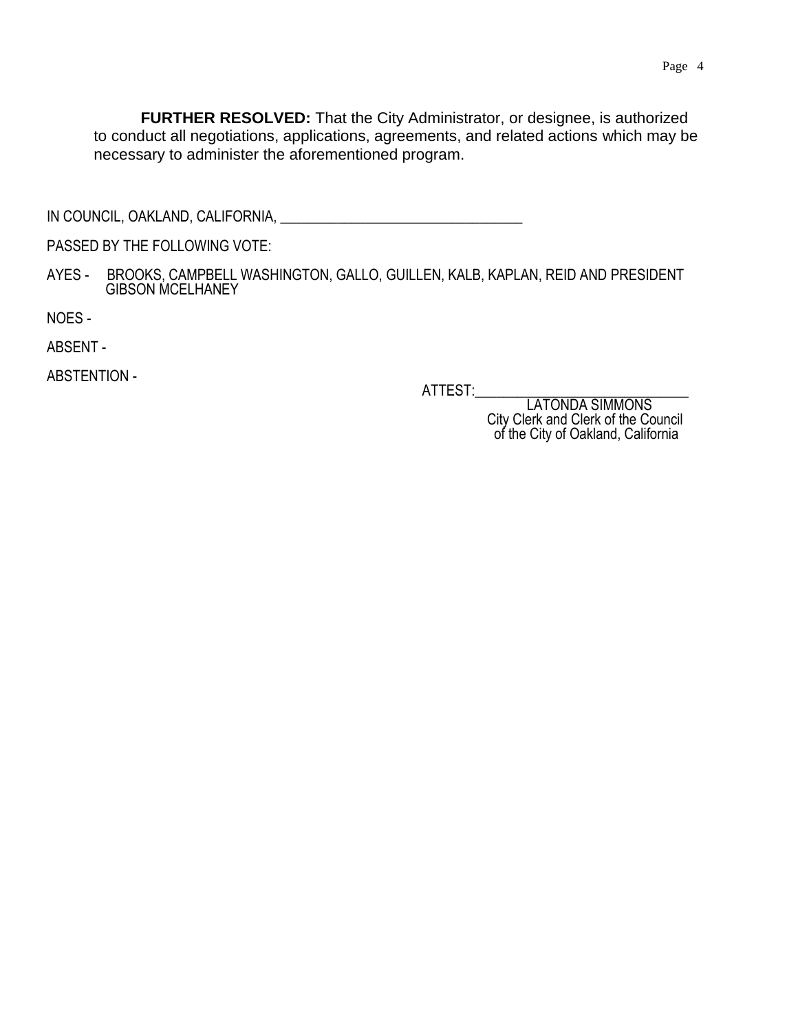**FURTHER RESOLVED:** That the City Administrator, or designee, is authorized to conduct all negotiations, applications, agreements, and related actions which may be necessary to administer the aforementioned program.

IN COUNCIL, OAKLAND, CALIFORNIA, ________________________________

PASSED BY THE FOLLOWING VOTE:

AYES - BROOKS, CAMPBELL WASHINGTON, GALLO, GUILLEN, KALB, KAPLAN, REID AND PRESIDENT GIBSON MCELHANEY

NOES -

ABSENT -

ABSTENTION -

ATTEST:____________________________
LATONDA SIMMONS
City Clerk and Clerk of the Council
of the City of Oakland, California